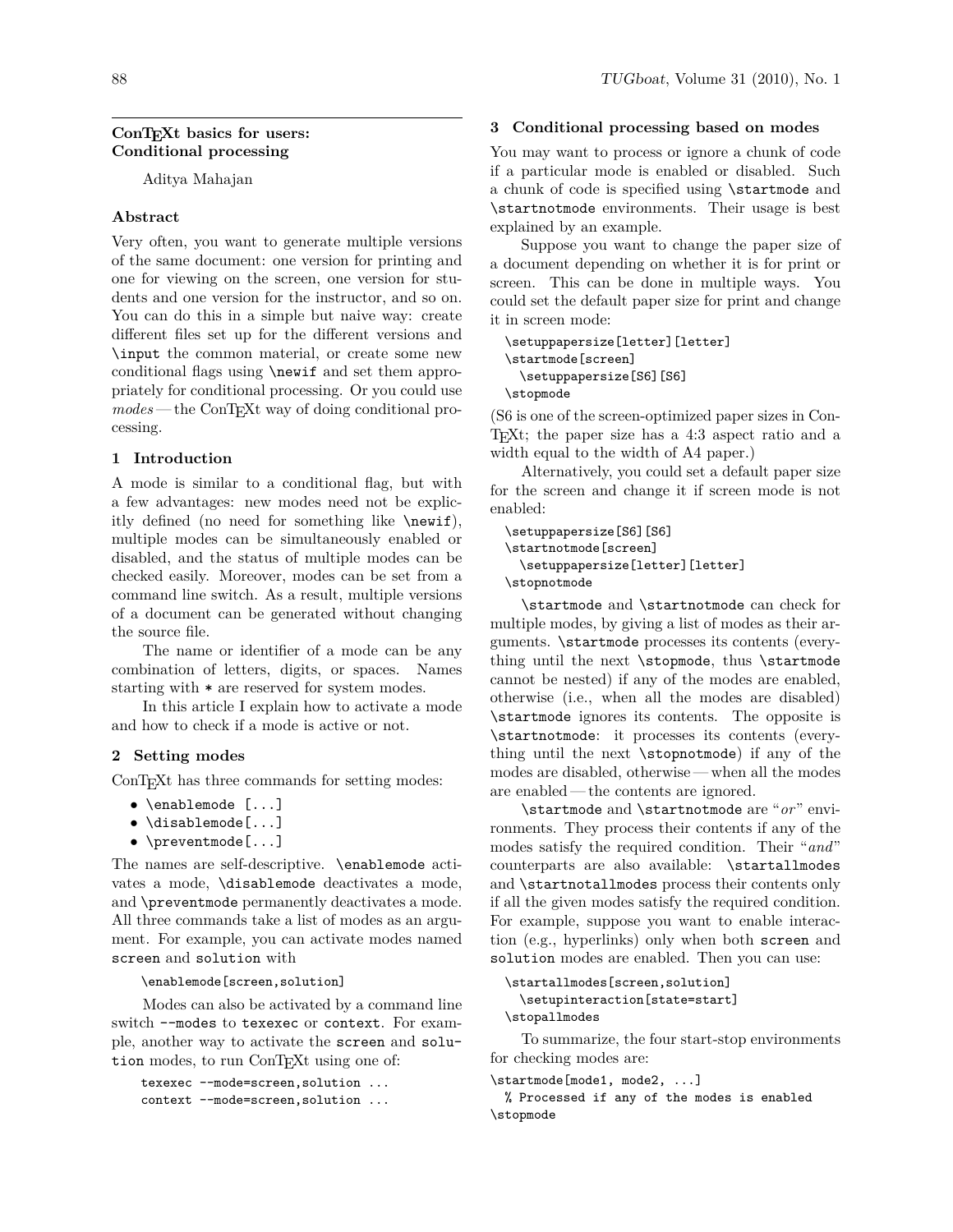## ConTEXt basics for users: Conditional processing

Aditya Mahajan

### Abstract

Very often, you want to generate multiple versions of the same document: one version for printing and one for viewing on the screen, one version for students and one version for the instructor, and so on. You can do this in a simple but naive way: create different files set up for the different versions and `\input` the common material, or create some new conditional flags using `\newif` and set them appropriately for conditional processing. Or you could use *modes* — the ConTEXt way of doing conditional processing.

### 1 Introduction

A mode is similar to a conditional flag, but with a few advantages: new modes need not be explicitly defined (no need for something like `\newif`), multiple modes can be simultaneously enabled or disabled, and the status of multiple modes can be checked easily. Moreover, modes can be set from a command line switch. As a result, multiple versions of a document can be generated without changing the source file.

The name or identifier of a mode can be any combination of letters, digits, or spaces. Names starting with `*` are reserved for system modes.

In this article I explain how to activate a mode and how to check if a mode is active or not.

### 2 Setting modes

ConTEXt has three commands for setting modes:

- `\enablemode [...]`
- `\disablemode[...]`
- `\preventmode[...]`

The names are self-descriptive. `\enablemode` activates a mode, `\disablemode` deactivates a mode, and `\preventmode` permanently deactivates a mode. All three commands take a list of modes as an argument. For example, you can activate modes named `screen` and `solution` with

```
\enablemode[screen,solution]
```

Modes can also be activated by a command line switch `--modes` to `texexec` or `context`. For example, another way to activate the `screen` and `solution` modes, to run ConTEXt using one of:

```
texexec --mode=screen,solution ...
context --mode=screen,solution ...
```

### 3 Conditional processing based on modes

You may want to process or ignore a chunk of code if a particular mode is enabled or disabled. Such a chunk of code is specified using `\startmode` and `\startnotmode` environments. Their usage is best explained by an example.

Suppose you want to change the paper size of a document depending on whether it is for print or screen. This can be done in multiple ways. You could set the default paper size for print and change it in screen mode:

```
\setuppapersize[letter][letter]
\startmode[screen]
  \setuppapersize[S6][S6]
\stopmode
```

(S6 is one of the screen-optimized paper sizes in ConTEXt; the paper size has a 4:3 aspect ratio and a width equal to the width of A4 paper.)

Alternatively, you could set a default paper size for the screen and change it if screen mode is not enabled:

```
\setuppapersize[S6][S6]
\startnotmode[screen]
  \setuppapersize[letter][letter]
\stopnotmode
```

`\startmode` and `\startnotmode` can check for multiple modes, by giving a list of modes as their arguments. `\startmode` processes its contents (everything until the next `\stopmode`, thus `\startmode` cannot be nested) if any of the modes are enabled, otherwise (i.e., when all the modes are disabled) `\startmode` ignores its contents. The opposite is `\startnotmode`: it processes its contents (everything until the next `\stopnotmode`) if any of the modes are disabled, otherwise — when all the modes are enabled — the contents are ignored.

`\startmode` and `\startnotmode` are "*or*" environments. They process their contents if any of the modes satisfy the required condition. Their "*and*" counterparts are also available: `\startallmodes` and `\startnotallmodes` process their contents only if all the given modes satisfy the required condition. For example, suppose you want to enable interaction (e.g., hyperlinks) only when both `screen` and `solution` modes are enabled. Then you can use:

```
\startallmodes[screen,solution]
  \setupinteraction[state=start]
\stopallmodes
```

To summarize, the four start-stop environments for checking modes are:

```
\startmode[mode1, mode2, ...]
  % Processed if any of the modes is enabled
\stopmode
```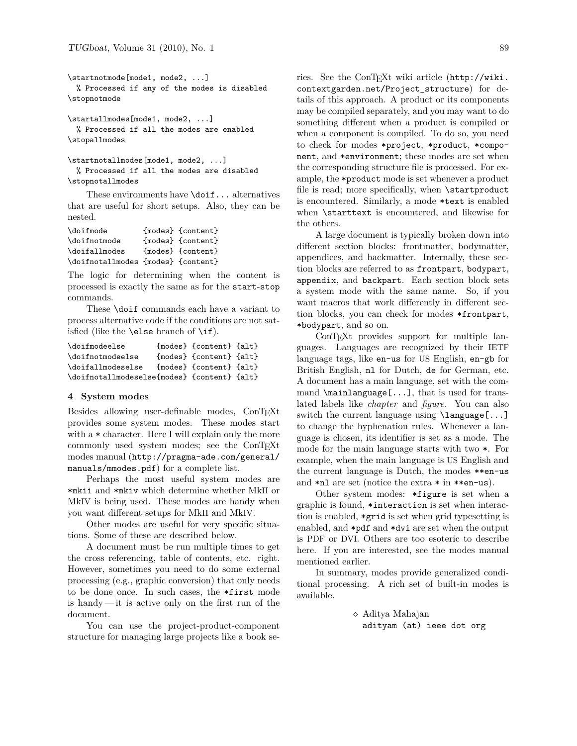```
\startnotmode[mode1, mode2, ...]
  % Processed if any of the modes is disabled
\stopnotmode

\startallmodes[mode1, mode2, ...]
  % Processed if all the modes are enabled
\stopallmodes

\startnotallmodes[mode1, mode2, ...]
  % Processed if all the modes are disabled
\stopnotallmodes
```

These environments have `\doif...` alternatives that are useful for short setups. Also, they can be nested.

```
\doifmode         {modes} {content}
\doifnotmode      {modes} {content}
\doifallmodes     {modes} {content}
\doifnotallmodes {modes} {content}
```

The logic for determining when the content is processed is exactly the same as for the `start`-`stop` commands.

These `\doif` commands each have a variant to process alternative code if the conditions are not satisfied (like the `\else` branch of `\if`).

```
\doifmodeelse          {modes} {content} {alt}
\doifnotmodeelse       {modes} {content} {alt}
\doifallmodeselse      {modes} {content} {alt}
\doifnotallmodeselse{modes} {content} {alt}
```

## 4 System modes

Besides allowing user-definable modes, ConTEXt provides some system modes. These modes start with a `*` character. Here I will explain only the more commonly used system modes; see the ConTEXt modes manual (`http://pragma-ade.com/general/manuals/mmodes.pdf`) for a complete list.

Perhaps the most useful system modes are `*mkii` and `*mkiv` which determine whether MkII or MkIV is being used. These modes are handy when you want different setups for MkII and MkIV.

Other modes are useful for very specific situations. Some of these are described below.

A document must be run multiple times to get the cross referencing, table of contents, etc. right. However, sometimes you need to do some external processing (e.g., graphic conversion) that only needs to be done once. In such cases, the `*first` mode is handy — it is active only on the first run of the document.

You can use the project-product-component structure for managing large projects like a book series. See the ConTEXt wiki article (`http://wiki.contextgarden.net/Project_structure`) for details of this approach. A product or its components may be compiled separately, and you may want to do something different when a product is compiled or when a component is compiled. To do so, you need to check for modes `*project`, `*product`, `*component`, and `*environment`; these modes are set when the corresponding structure file is processed. For example, the `*product` mode is set whenever a product file is read; more specifically, when `\startproduct` is encountered. Similarly, a mode `*text` is enabled when `\starttext` is encountered, and likewise for the others.

A large document is typically broken down into different section blocks: frontmatter, bodymatter, appendices, and backmatter. Internally, these section blocks are referred to as `frontpart`, `bodypart`, `appendix`, and `backpart`. Each section block sets a system mode with the same name. So, if you want macros that work differently in different section blocks, you can check for modes `*frontpart`, `*bodypart`, and so on.

ConTEXt provides support for multiple languages. Languages are recognized by their IETF language tags, like `en-us` for US English, `en-gb` for British English, `nl` for Dutch, `de` for German, etc. A document has a main language, set with the command `\mainlanguage[...]`, that is used for translated labels like *chapter* and *figure*. You can also switch the current language using `\language[...]` to change the hyphenation rules. Whenever a language is chosen, its identifier is set as a mode. The mode for the main language starts with two `*`. For example, when the main language is US English and the current language is Dutch, the modes `**en-us` and `*nl` are set (notice the extra `*` in `**en-us`).

Other system modes: `*figure` is set when a graphic is found, `*interaction` is set when interaction is enabled, `*grid` is set when grid typesetting is enabled, and `*pdf` and `*dvi` are set when the output is PDF or DVI. Others are too esoteric to describe here. If you are interested, see the modes manual mentioned earlier.

In summary, modes provide generalized conditional processing. A rich set of built-in modes is available.

◇ Aditya Mahajan
`adityam (at) ieee dot org`